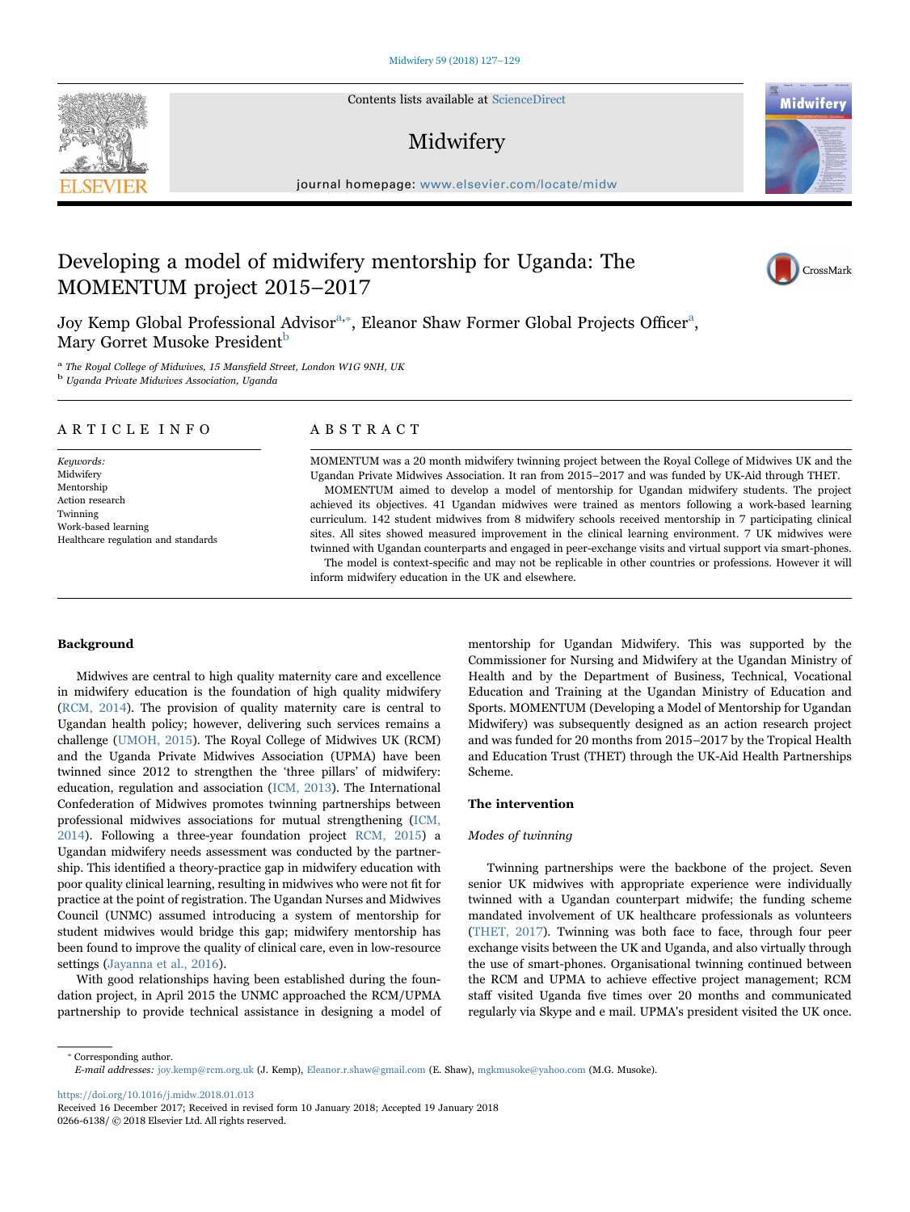# Developing a model of midwifery mentorship for Uganda: The MOMENTUM project 2015–2017

Joy Kemp Global Professional Advisor[a,*], Eleanor Shaw Former Global Projects Officer[a], Mary Gorret Musoke President[b]

[a] The Royal College of Midwives, 15 Mansfield Street, London W1G 9NH, UK
[b] Uganda Private Midwives Association, Uganda

## ARTICLE INFO

*Keywords:*
Midwifery
Mentorship
Action research
Twinning
Work-based learning
Healthcare regulation and standards

## ABSTRACT

MOMENTUM was a 20 month midwifery twinning project between the Royal College of Midwives UK and the Ugandan Private Midwives Association. It ran from 2015–2017 and was funded by UK-Aid through THET.

MOMENTUM aimed to develop a model of mentorship for Ugandan midwifery students. The project achieved its objectives. 41 Ugandan midwives were trained as mentors following a work-based learning curriculum. 142 student midwives from 8 midwifery schools received mentorship in 7 participating clinical sites. All sites showed measured improvement in the clinical learning environment. 7 UK midwives were twinned with Ugandan counterparts and engaged in peer-exchange visits and virtual support via smart-phones.

The model is context-specific and may not be replicable in other countries or professions. However it will inform midwifery education in the UK and elsewhere.

## Background

Midwives are central to high quality maternity care and excellence in midwifery education is the foundation of high quality midwifery (RCM, 2014). The provision of quality maternity care is central to Ugandan health policy; however, delivering such services remains a challenge (UMOH, 2015). The Royal College of Midwives UK (RCM) and the Uganda Private Midwives Association (UPMA) have been twinned since 2012 to strengthen the 'three pillars' of midwifery: education, regulation and association (ICM, 2013). The International Confederation of Midwives promotes twinning partnerships between professional midwives associations for mutual strengthening (ICM, 2014). Following a three-year foundation project RCM, 2015) a Ugandan midwifery needs assessment was conducted by the partnership. This identified a theory-practice gap in midwifery education with poor quality clinical learning, resulting in midwives who were not fit for practice at the point of registration. The Ugandan Nurses and Midwives Council (UNMC) assumed introducing a system of mentorship for student midwives would bridge this gap; midwifery mentorship has been found to improve the quality of clinical care, even in low-resource settings (Jayanna et al., 2016).

With good relationships having been established during the foundation project, in April 2015 the UNMC approached the RCM/UPMA partnership to provide technical assistance in designing a model of mentorship for Ugandan Midwifery. This was supported by the Commissioner for Nursing and Midwifery at the Ugandan Ministry of Health and by the Department of Business, Technical, Vocational Education and Training at the Ugandan Ministry of Education and Sports. MOMENTUM (Developing a Model of Mentorship for Ugandan Midwifery) was subsequently designed as an action research project and was funded for 20 months from 2015–2017 by the Tropical Health and Education Trust (THET) through the UK-Aid Health Partnerships Scheme.

## The intervention

### *Modes of twinning*

Twinning partnerships were the backbone of the project. Seven senior UK midwives with appropriate experience were individually twinned with a Ugandan counterpart midwife; the funding scheme mandated involvement of UK healthcare professionals as volunteers (THET, 2017). Twinning was both face to face, through four peer exchange visits between the UK and Uganda, and also virtually through the use of smart-phones. Organisational twinning continued between the RCM and UPMA to achieve effective project management; RCM staff visited Uganda five times over 20 months and communicated regularly via Skype and e mail. UPMA's president visited the UK once.

* Corresponding author.
*E-mail addresses:* joy.kemp@rcm.org.uk (J. Kemp), Eleanor.r.shaw@gmail.com (E. Shaw), mgkmusoke@yahoo.com (M.G. Musoke).

https://doi.org/10.1016/j.midw.2018.01.013
Received 16 December 2017; Received in revised form 10 January 2018; Accepted 19 January 2018
0266-6138/ © 2018 Elsevier Ltd. All rights reserved.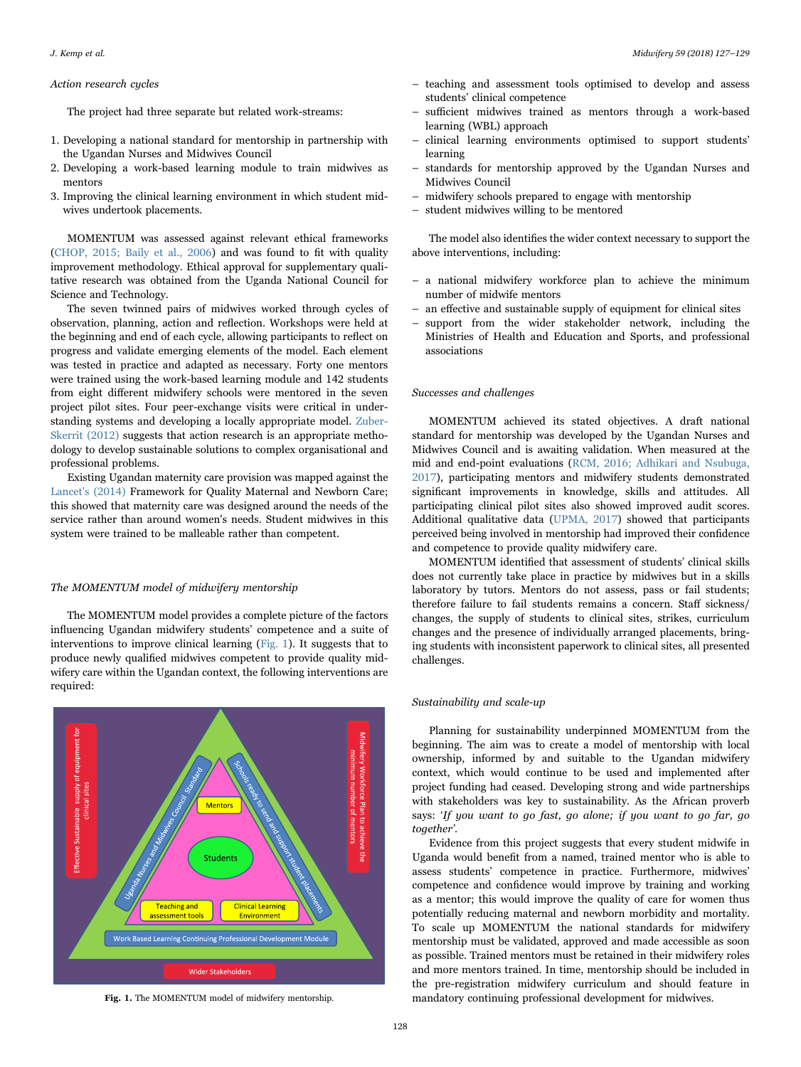*Action research cycles*

The project had three separate but related work-streams:

1. Developing a national standard for mentorship in partnership with the Ugandan Nurses and Midwives Council
2. Developing a work-based learning module to train midwives as mentors
3. Improving the clinical learning environment in which student midwives undertook placements.

MOMENTUM was assessed against relevant ethical frameworks (CHOP, 2015; Baily et al., 2006) and was found to fit with quality improvement methodology. Ethical approval for supplementary qualitative research was obtained from the Uganda National Council for Science and Technology.

The seven twinned pairs of midwives worked through cycles of observation, planning, action and reflection. Workshops were held at the beginning and end of each cycle, allowing participants to reflect on progress and validate emerging elements of the model. Each element was tested in practice and adapted as necessary. Forty one mentors were trained using the work-based learning module and 142 students from eight different midwifery schools were mentored in the seven project pilot sites. Four peer-exchange visits were critical in understanding systems and developing a locally appropriate model. Zuber-Skerrit (2012) suggests that action research is an appropriate methodology to develop sustainable solutions to complex organisational and professional problems.

Existing Ugandan maternity care provision was mapped against the Lancet's (2014) Framework for Quality Maternal and Newborn Care; this showed that maternity care was designed around the needs of the service rather than around women's needs. Student midwives in this system were trained to be malleable rather than competent.

*The MOMENTUM model of midwifery mentorship*

The MOMENTUM model provides a complete picture of the factors influencing Ugandan midwifery students' competence and a suite of interventions to improve clinical learning (Fig. 1). It suggests that to produce newly qualified midwives competent to provide quality midwifery care within the Ugandan context, the following interventions are required:

**Fig. 1.** The MOMENTUM model of midwifery mentorship.

– teaching and assessment tools optimised to develop and assess students' clinical competence
– sufficient midwives trained as mentors through a work-based learning (WBL) approach
– clinical learning environments optimised to support students' learning
– standards for mentorship approved by the Ugandan Nurses and Midwives Council
– midwifery schools prepared to engage with mentorship
– student midwives willing to be mentored

The model also identifies the wider context necessary to support the above interventions, including:

– a national midwifery workforce plan to achieve the minimum number of midwife mentors
– an effective and sustainable supply of equipment for clinical sites
– support from the wider stakeholder network, including the Ministries of Health and Education and Sports, and professional associations

*Successes and challenges*

MOMENTUM achieved its stated objectives. A draft national standard for mentorship was developed by the Ugandan Nurses and Midwives Council and is awaiting validation. When measured at the mid and end-point evaluations (RCM, 2016; Adhikari and Nsubuga, 2017), participating mentors and midwifery students demonstrated significant improvements in knowledge, skills and attitudes. All participating clinical pilot sites also showed improved audit scores. Additional qualitative data (UPMA, 2017) showed that participants perceived being involved in mentorship had improved their confidence and competence to provide quality midwifery care.

MOMENTUM identified that assessment of students' clinical skills does not currently take place in practice by midwives but in a skills laboratory by tutors. Mentors do not assess, pass or fail students; therefore failure to fail students remains a concern. Staff sickness/changes, the supply of students to clinical sites, strikes, curriculum changes and the presence of individually arranged placements, bringing students with inconsistent paperwork to clinical sites, all presented challenges.

*Sustainability and scale-up*

Planning for sustainability underpinned MOMENTUM from the beginning. The aim was to create a model of mentorship with local ownership, informed by and suitable to the Ugandan midwifery context, which would continue to be used and implemented after project funding had ceased. Developing strong and wide partnerships with stakeholders was key to sustainability. As the African proverb says: *'If you want to go fast, go alone; if you want to go far, go together'.*

Evidence from this project suggests that every student midwife in Uganda would benefit from a named, trained mentor who is able to assess students' competence in practice. Furthermore, midwives' competence and confidence would improve by training and working as a mentor; this would improve the quality of care for women thus potentially reducing maternal and newborn morbidity and mortality. To scale up MOMENTUM the national standards for midwifery mentorship must be validated, approved and made accessible as soon as possible. Trained mentors must be retained in their midwifery roles and more mentors trained. In time, mentorship should be included in the pre-registration midwifery curriculum and should feature in mandatory continuing professional development for midwives.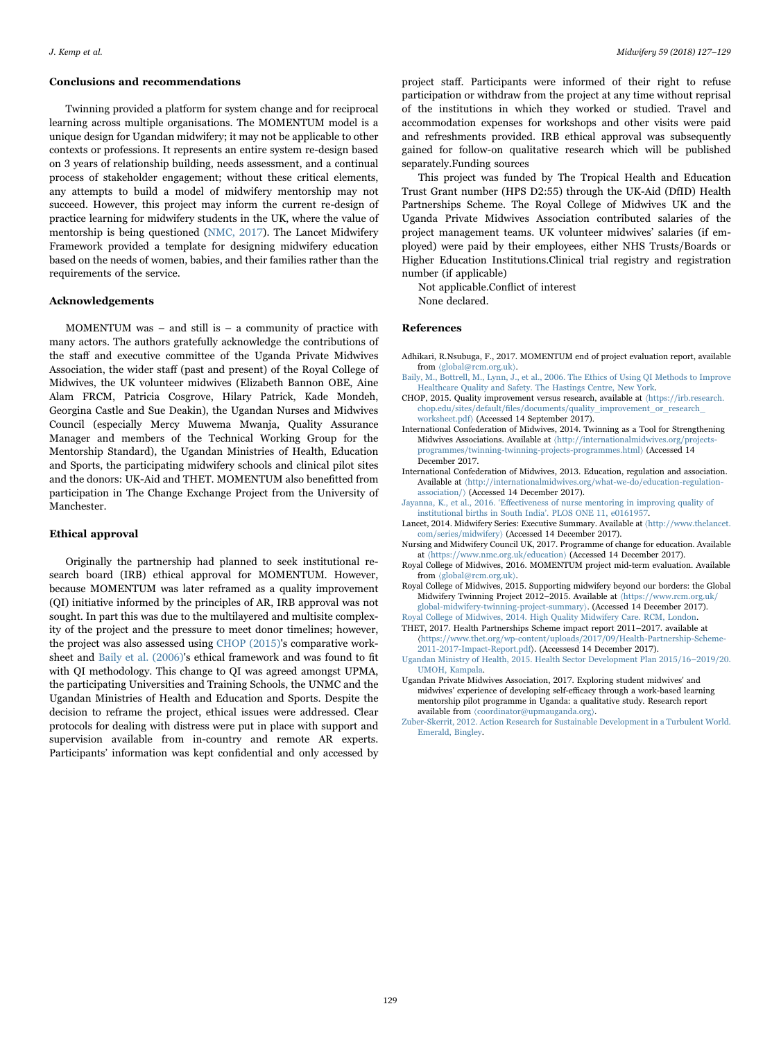## Conclusions and recommendations

Twinning provided a platform for system change and for reciprocal learning across multiple organisations. The MOMENTUM model is a unique design for Ugandan midwifery; it may not be applicable to other contexts or professions. It represents an entire system re-design based on 3 years of relationship building, needs assessment, and a continual process of stakeholder engagement; without these critical elements, any attempts to build a model of midwifery mentorship may not succeed. However, this project may inform the current re-design of practice learning for midwifery students in the UK, where the value of mentorship is being questioned (NMC, 2017). The Lancet Midwifery Framework provided a template for designing midwifery education based on the needs of women, babies, and their families rather than the requirements of the service.

## Acknowledgements

MOMENTUM was – and still is – a community of practice with many actors. The authors gratefully acknowledge the contributions of the staff and executive committee of the Uganda Private Midwives Association, the wider staff (past and present) of the Royal College of Midwives, the UK volunteer midwives (Elizabeth Bannon OBE, Aine Alam FRCM, Patricia Cosgrove, Hilary Patrick, Kade Mondeh, Georgina Castle and Sue Deakin), the Ugandan Nurses and Midwives Council (especially Mercy Muwema Mwanja, Quality Assurance Manager and members of the Technical Working Group for the Mentorship Standard), the Ugandan Ministries of Health, Education and Sports, the participating midwifery schools and clinical pilot sites and the donors: UK-Aid and THET. MOMENTUM also benefitted from participation in The Change Exchange Project from the University of Manchester.

## Ethical approval

Originally the partnership had planned to seek institutional research board (IRB) ethical approval for MOMENTUM. However, because MOMENTUM was later reframed as a quality improvement (QI) initiative informed by the principles of AR, IRB approval was not sought. In part this was due to the multilayered and multisite complexity of the project and the pressure to meet donor timelines; however, the project was also assessed using CHOP (2015)'s comparative worksheet and Baily et al. (2006)'s ethical framework and was found to fit with QI methodology. This change to QI was agreed amongst UPMA, the participating Universities and Training Schools, the UNMC and the Ugandan Ministries of Health and Education and Sports. Despite the decision to reframe the project, ethical issues were addressed. Clear protocols for dealing with distress were put in place with support and supervision available from in-country and remote AR experts. Participants' information was kept confidential and only accessed by project staff. Participants were informed of their right to refuse participation or withdraw from the project at any time without reprisal of the institutions in which they worked or studied. Travel and accommodation expenses for workshops and other visits were paid and refreshments provided. IRB ethical approval was subsequently gained for follow-on qualitative research which will be published separately.Funding sources

This project was funded by The Tropical Health and Education Trust Grant number (HPS D2:55) through the UK-Aid (DfID) Health Partnerships Scheme. The Royal College of Midwives UK and the Uganda Private Midwives Association contributed salaries of the project management teams. UK volunteer midwives' salaries (if employed) were paid by their employees, either NHS Trusts/Boards or Higher Education Institutions.Clinical trial registry and registration number (if applicable)

Not applicable.Conflict of interest

None declared.

## References

Adhikari, R.Nsubuga, F., 2017. MOMENTUM end of project evaluation report, available from ⟨global@rcm.org.uk⟩.

Baily, M., Bottrell, M., Lynn, J., et al., 2006. The Ethics of Using QI Methods to Improve Healthcare Quality and Safety. The Hastings Centre, New York.

CHOP, 2015. Quality improvement versus research, available at ⟨https://irb.research.chop.edu/sites/default/files/documents/quality_improvement_or_research_worksheet.pdf⟩ (Accessed 14 September 2017).

International Confederation of Midwives, 2014. Twinning as a Tool for Strengthening Midwives Associations. Available at ⟨http://internationalmidwives.org/projects-programmes/twinning-twinning-projects-programmes.html⟩ (Accessed 14 December 2017.

International Confederation of Midwives, 2013. Education, regulation and association. Available at ⟨http://internationalmidwives.org/what-we-do/education-regulation-association/⟩ (Accessed 14 December 2017).

Jayanna, K., et al., 2016. 'Effectiveness of nurse mentoring in improving quality of institutional births in South India'. PLOS ONE 11, e0161957.

Lancet, 2014. Midwifery Series: Executive Summary. Available at ⟨http://www.thelancet.com/series/midwifery⟩ (Accessed 14 December 2017).

Nursing and Midwifery Council UK, 2017. Programme of change for education. Available at ⟨https://www.nmc.org.uk/education⟩ (Accessed 14 December 2017).

Royal College of Midwives, 2016. MOMENTUM project mid-term evaluation. Available from ⟨global@rcm.org.uk⟩.

Royal College of Midwives, 2015. Supporting midwifery beyond our borders: the Global Midwifery Twinning Project 2012–2015. Available at ⟨https://www.rcm.org.uk/global-midwifery-twinning-project-summary⟩. (Accessed 14 December 2017).

Royal College of Midwives, 2014. High Quality Midwifery Care. RCM, London.

THET, 2017. Health Partnerships Scheme impact report 2011–2017. available at ⟨https://www.thet.org/wp-content/uploads/2017/09/Health-Partnership-Scheme-2011-2017-Impact-Report.pdf⟩. (Accessesd 14 December 2017).

Ugandan Ministry of Health, 2015. Health Sector Development Plan 2015/16–2019/20. UMOH, Kampala.

Ugandan Private Midwives Association, 2017. Exploring student midwives' and midwives' experience of developing self-efficacy through a work-based learning mentorship pilot programme in Uganda: a qualitative study. Research report available from ⟨coordinator@upmauganda.org⟩.

Zuber-Skerrit, 2012. Action Research for Sustainable Development in a Turbulent World. Emerald, Bingley.